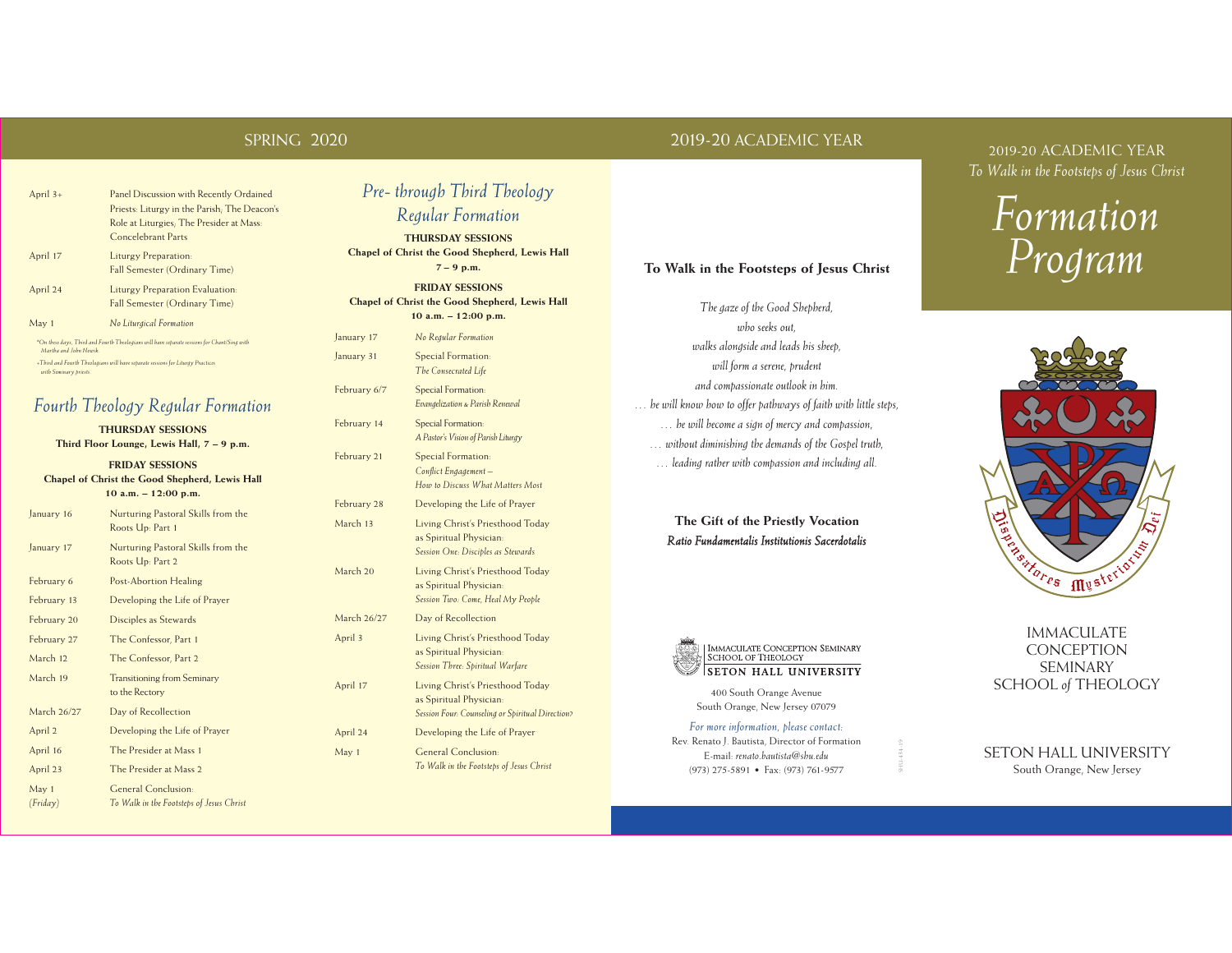## SPRING 2020

| | |
|---|---|
| April 3+ | Panel Discussion with Recently Ordained Priests: Liturgy in the Parish; The Deacon's Role at Liturgies; The Presider at Mass: Concelebrant Parts |
| April 17 | Liturgy Preparation: Fall Semester (Ordinary Time) |
| April 24 | Liturgy Preparation Evaluation: Fall Semester (Ordinary Time) |
| May 1 | *No Liturgical Formation* |

*\*On these days, Third and Fourth Theologians will have separate sessions for Chant/Sing with Martha and John Nowik.*

*+Third and Fourth Theologians will have separate sessions for Liturgy Practices with Seminary priests.*

## *Fourth Theology Regular Formation*

**THURSDAY SESSIONS**
**Third Floor Lounge, Lewis Hall, 7 – 9 p.m.**

**FRIDAY SESSIONS**
**Chapel of Christ the Good Shepherd, Lewis Hall**
**10 a.m. – 12:00 p.m.**

| | |
|---|---|
| January 16 | Nurturing Pastoral Skills from the Roots Up: Part 1 |
| January 17 | Nurturing Pastoral Skills from the Roots Up: Part 2 |
| February 6 | Post-Abortion Healing |
| February 13 | Developing the Life of Prayer |
| February 20 | Disciples as Stewards |
| February 27 | The Confessor, Part 1 |
| March 12 | The Confessor, Part 2 |
| March 19 | Transitioning from Seminary to the Rectory |
| March 26/27 | Day of Recollection |
| April 2 | Developing the Life of Prayer |
| April 16 | The Presider at Mass 1 |
| April 23 | The Presider at Mass 2 |
| May 1 *(Friday)* | General Conclusion: *To Walk in the Footsteps of Jesus Christ* |

## *Pre- through Third Theology Regular Formation*

**THURSDAY SESSIONS**
**Chapel of Christ the Good Shepherd, Lewis Hall**
**7 – 9 p.m.**

**FRIDAY SESSIONS**
**Chapel of Christ the Good Shepherd, Lewis Hall**
**10 a.m. – 12:00 p.m.**

| | |
|---|---|
| January 17 | *No Regular Formation* |
| January 31 | Special Formation: *The Consecrated Life* |
| February 6/7 | Special Formation: *Evangelization & Parish Renewal* |
| February 14 | Special Formation: *A Pastor's Vision of Parish Liturgy* |
| February 21 | Special Formation: *Conflict Engagement – How to Discuss What Matters Most* |
| February 28 | Developing the Life of Prayer |
| March 13 | Living Christ's Priesthood Today as Spiritual Physician: *Session One: Disciples as Stewards* |
| March 20 | Living Christ's Priesthood Today as Spiritual Physician: *Session Two: Come, Heal My People* |
| March 26/27 | Day of Recollection |
| April 3 | Living Christ's Priesthood Today as Spiritual Physician: *Session Three: Spiritual Warfare* |
| April 17 | Living Christ's Priesthood Today as Spiritual Physician: *Session Four: Counseling or Spiritual Direction?* |
| April 24 | Developing the Life of Prayer |
| May 1 | General Conclusion: *To Walk in the Footsteps of Jesus Christ* |

## 2019-20 ACADEMIC YEAR

### To Walk in the Footsteps of Jesus Christ

*The gaze of the Good Shepherd,*
*who seeks out,*
*walks alongside and leads his sheep,*
*will form a serene, prudent*
*and compassionate outlook in him.*
*… he will know how to offer pathways of faith with little steps,*
*… he will become a sign of mercy and compassion,*
*… without diminishing the demands of the Gospel truth,*
*… leading rather with compassion and including all.*

**The Gift of the Priestly Vocation**
***Ratio Fundamentalis Institutionis Sacerdotalis***

IMMACULATE CONCEPTION SEMINARY
SCHOOL OF THEOLOGY
SETON HALL UNIVERSITY

400 South Orange Avenue
South Orange, New Jersey 07079

*For more information, please contact:*
Rev. Renato J. Bautista, Director of Formation
E-mail: *renato.bautista@shu.edu*
(973) 275-5891 • Fax: (973) 761-9577

## 2019-20 ACADEMIC YEAR
*To Walk in the Footsteps of Jesus Christ*

# *Formation Program*

Dispensatores Mysteriorum Dei

IMMACULATE CONCEPTION SEMINARY SCHOOL *of* THEOLOGY

SETON HALL UNIVERSITY
South Orange, New Jersey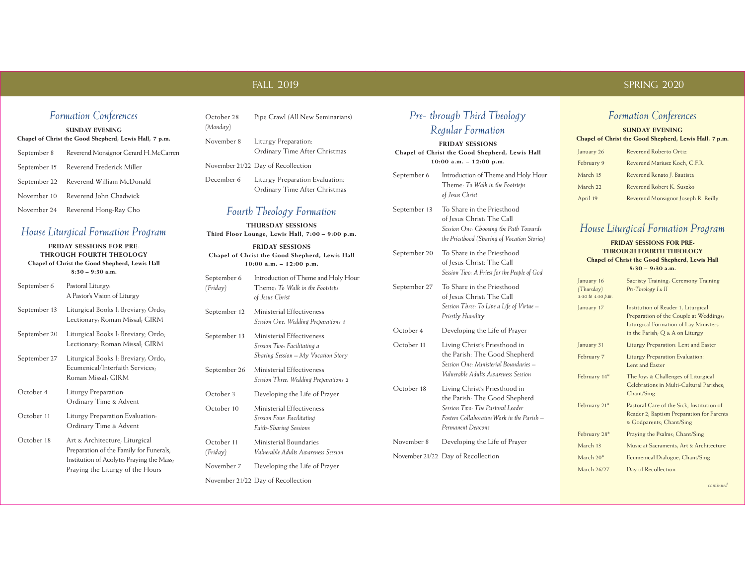## FALL 2019

### *Formation Conferences*

**SUNDAY EVENING**
**Chapel of Christ the Good Shepherd, Lewis Hall, 7 p.m.**

| | |
|---|---|
| September 8 | Reverend Monsignor Gerard H. McCarren |
| September 15 | Reverend Frederick Miller |
| September 22 | Reverend William McDonald |
| November 10 | Reverend John Chadwick |
| November 24 | Reverend Hong-Ray Cho |

### *House Liturgical Formation Program*

**FRIDAY SESSIONS FOR PRE-THROUGH FOURTH THEOLOGY**
**Chapel of Christ the Good Shepherd, Lewis Hall**
**8:30 – 9:30 a.m.**

| | |
|---|---|
| September 6 | Pastoral Liturgy: A Pastor's Vision of Liturgy |
| September 13 | Liturgical Books I: Breviary; Ordo; Lectionary; Roman Missal; GIRM |
| September 20 | Liturgical Books I: Breviary; Ordo; Lectionary; Roman Missal; GIRM |
| September 27 | Liturgical Books I: Breviary; Ordo; Ecumenical/Interfaith Services; Roman Missal; GIRM |
| October 4 | Liturgy Preparation: Ordinary Time & Advent |
| October 11 | Liturgy Preparation Evaluation: Ordinary Time & Advent |
| October 18 | Art & Architecture; Liturgical Preparation of the Family for Funerals; Institution of Acolyte; Praying the Mass; Praying the Liturgy of the Hours |
| October 28 *(Monday)* | Pipe Crawl (All New Seminarians) |
| November 8 | Liturgy Preparation: Ordinary Time After Christmas |
| November 21/22 | Day of Recollection |
| December 6 | Liturgy Preparation Evaluation: Ordinary Time After Christmas |

### *Fourth Theology Formation*

**THURSDAY SESSIONS**
**Third Floor Lounge, Lewis Hall, 7:00 – 9:00 p.m.**

**FRIDAY SESSIONS**
**Chapel of Christ the Good Shepherd, Lewis Hall**
**10:00 a.m. – 12:00 p.m.**

| | |
|---|---|
| September 6 *(Friday)* | Introduction of Theme and Holy Hour Theme: *To Walk in the Footsteps of Jesus Christ* |
| September 12 | Ministerial Effectiveness *Session One: Wedding Preparations 1* |
| September 13 | Ministerial Effectiveness *Session Two: Facilitating a Sharing Session – My Vocation Story* |
| September 26 | Ministerial Effectiveness *Session Three: Wedding Preparations 2* |
| October 3 | Developing the Life of Prayer |
| October 10 | Ministerial Effectiveness *Session Four: Facilitating Faith-Sharing Sessions* |
| October 11 *(Friday)* | Ministerial Boundaries *Vulnerable Adults Awareness Session* |
| November 7 | Developing the Life of Prayer |
| November 21/22 | Day of Recollection |

### *Pre- through Third Theology Regular Formation*

**FRIDAY SESSIONS**
**Chapel of Christ the Good Shepherd, Lewis Hall**
**10:00 a.m. – 12:00 p.m.**

| | |
|---|---|
| September 6 | Introduction of Theme and Holy Hour Theme: *To Walk in the Footsteps of Jesus Christ* |
| September 13 | To Share in the Priesthood of Jesus Christ: The Call *Session One: Choosing the Path Towards the Priesthood (Sharing of Vocation Stories)* |
| September 20 | To Share in the Priesthood of Jesus Christ: The Call *Session Two: A Priest for the People of God* |
| September 27 | To Share in the Priesthood of Jesus Christ: The Call *Session Three: To Live a Life of Virtue – Priestly Humility* |
| October 4 | Developing the Life of Prayer |
| October 11 | Living Christ's Priesthood in the Parish: The Good Shepherd *Session One: Ministerial Boundaries – Vulnerable Adults Awareness Session* |
| October 18 | Living Christ's Priesthood in the Parish: The Good Shepherd *Session Two: The Pastoral Leader Fosters Collaborative Work in the Parish – Permanent Deacons* |
| November 8 | Developing the Life of Prayer |
| November 21/22 | Day of Recollection |

## SPRING 2020

### *Formation Conferences*

**SUNDAY EVENING**
**Chapel of Christ the Good Shepherd, Lewis Hall, 7 p.m.**

| | |
|---|---|
| January 26 | Reverend Roberto Ortiz |
| February 9 | Reverend Mariusz Koch, C.F.R. |
| March 15 | Reverend Renato J. Bautista |
| March 22 | Reverend Robert K. Suszko |
| April 19 | Reverend Monsignor Joseph R. Reilly |

### *House Liturgical Formation Program*

**FRIDAY SESSIONS FOR PRE-THROUGH FOURTH THEOLOGY**
**Chapel of Christ the Good Shepherd, Lewis Hall**
**8:30 – 9:30 a.m.**

| | |
|---|---|
| January 16 *(Thursday)* *3:30 to 4:30 p.m.* | Sacristy Training; Ceremony Training *Pre-Theology I & II* |
| January 17 | Institution of Reader 1; Liturgical Preparation of the Couple at Weddings; Liturgical Formation of Lay Ministers in the Parish; Q & A on Liturgy |
| January 31 | Liturgy Preparation: Lent and Easter |
| February 7 | Liturgy Preparation Evaluation: Lent and Easter |
| February 14* | The Joys & Challenges of Liturgical Celebrations in Multi-Cultural Parishes; Chant/Sing |
| February 21* | Pastoral Care of the Sick; Institution of Reader 2; Baptism Preparation for Parents & Godparents; Chant/Sing |
| February 28* | Praying the Psalms; Chant/Sing |
| March 13 | Music at Sacraments; Art & Architecture |
| March 20* | Ecumenical Dialogue; Chant/Sing |
| March 26/27 | Day of Recollection |

*continued*